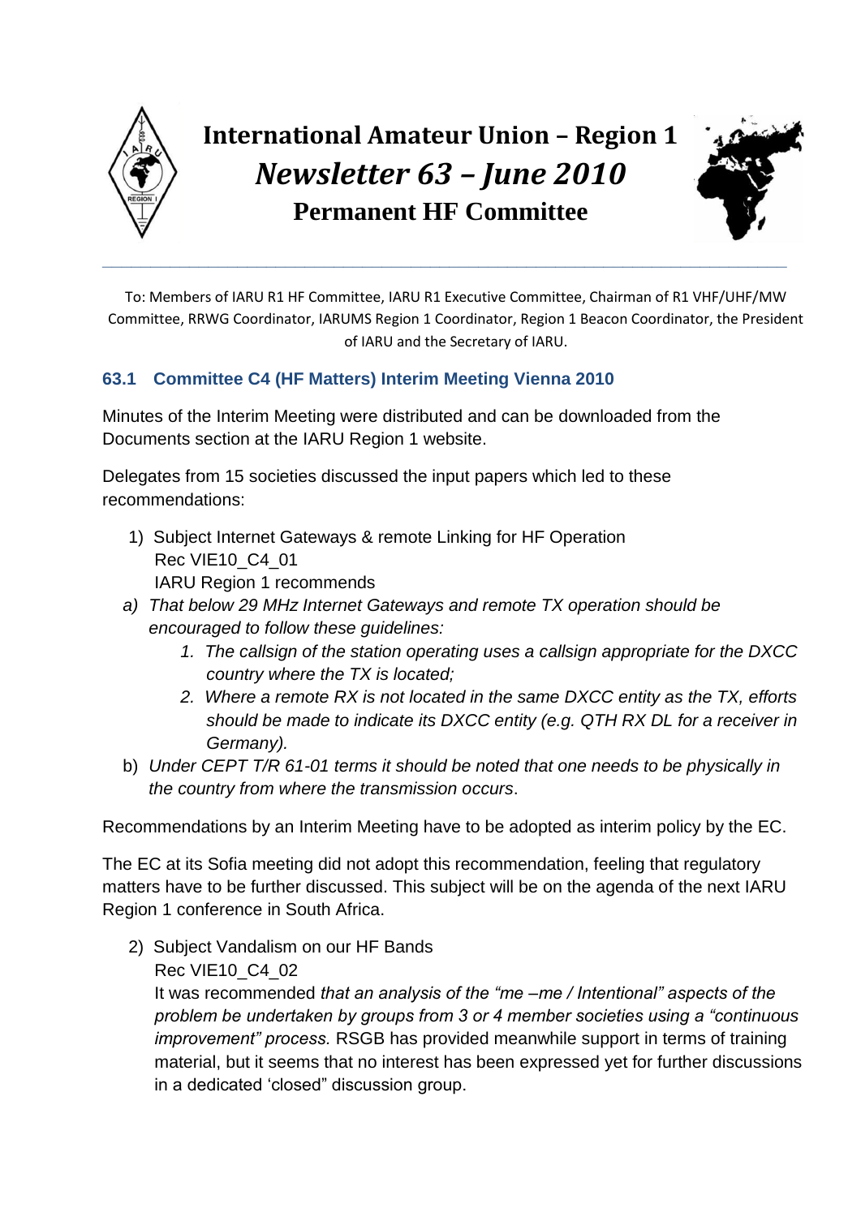# International Amateur Union – Region 1
# *Newsletter 63 – June 2010*
## Permanent HF Committee

---

To: Members of IARU R1 HF Committee, IARU R1 Executive Committee, Chairman of R1 VHF/UHF/MW Committee, RRWG Coordinator, IARUMS Region 1 Coordinator, Region 1 Beacon Coordinator, the President of IARU and the Secretary of IARU.

### 63.1 Committee C4 (HF Matters) Interim Meeting Vienna 2010

Minutes of the Interim Meeting were distributed and can be downloaded from the Documents section at the IARU Region 1 website.

Delegates from 15 societies discussed the input papers which led to these recommendations:

1) Subject Internet Gateways & remote Linking for HF Operation
   Rec VIE10_C4_01
   IARU Region 1 recommends

a) *That below 29 MHz Internet Gateways and remote TX operation should be encouraged to follow these guidelines:*
   1. *The callsign of the station operating uses a callsign appropriate for the DXCC country where the TX is located;*
   2. *Where a remote RX is not located in the same DXCC entity as the TX, efforts should be made to indicate its DXCC entity (e.g. QTH RX DL for a receiver in Germany).*

b) *Under CEPT T/R 61-01 terms it should be noted that one needs to be physically in the country from where the transmission occurs*.

Recommendations by an Interim Meeting have to be adopted as interim policy by the EC.

The EC at its Sofia meeting did not adopt this recommendation, feeling that regulatory matters have to be further discussed. This subject will be on the agenda of the next IARU Region 1 conference in South Africa.

2) Subject Vandalism on our HF Bands
   Rec VIE10_C4_02
   It was recommended *that an analysis of the "me –me / Intentional" aspects of the problem be undertaken by groups from 3 or 4 member societies using a "continuous improvement" process.* RSGB has provided meanwhile support in terms of training material, but it seems that no interest has been expressed yet for further discussions in a dedicated 'closed" discussion group.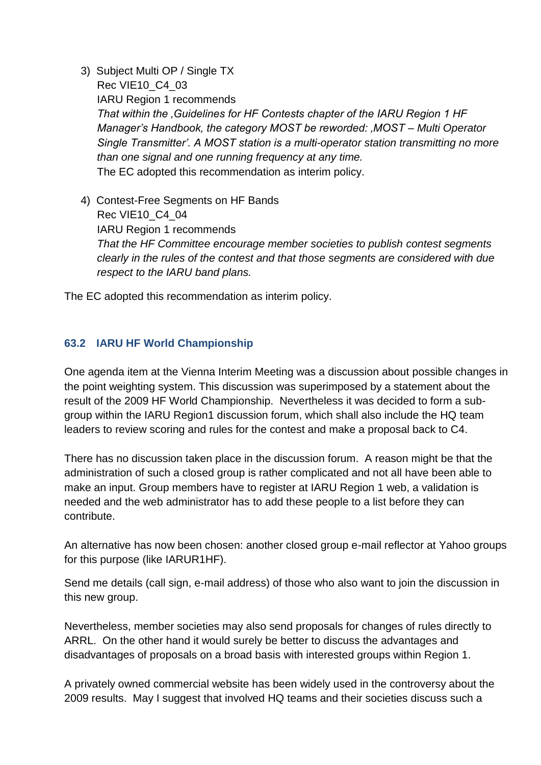3) Subject Multi OP / Single TX  
   Rec VIE10_C4_03  
   IARU Region 1 recommends  
   *That within the ‚Guidelines for HF Contests chapter of the IARU Region 1 HF Manager's Handbook, the category MOST be reworded: ‚MOST – Multi Operator Single Transmitter'. A MOST station is a multi-operator station transmitting no more than one signal and one running frequency at any time.*  
   The EC adopted this recommendation as interim policy.

4) Contest-Free Segments on HF Bands  
   Rec VIE10_C4_04  
   IARU Region 1 recommends  
   *That the HF Committee encourage member societies to publish contest segments clearly in the rules of the contest and that those segments are considered with due respect to the IARU band plans.*

The EC adopted this recommendation as interim policy.

### 63.2 IARU HF World Championship

One agenda item at the Vienna Interim Meeting was a discussion about possible changes in the point weighting system. This discussion was superimposed by a statement about the result of the 2009 HF World Championship. Nevertheless it was decided to form a sub-group within the IARU Region1 discussion forum, which shall also include the HQ team leaders to review scoring and rules for the contest and make a proposal back to C4.

There has no discussion taken place in the discussion forum. A reason might be that the administration of such a closed group is rather complicated and not all have been able to make an input. Group members have to register at IARU Region 1 web, a validation is needed and the web administrator has to add these people to a list before they can contribute.

An alternative has now been chosen: another closed group e-mail reflector at Yahoo groups for this purpose (like IARUR1HF).

Send me details (call sign, e-mail address) of those who also want to join the discussion in this new group.

Nevertheless, member societies may also send proposals for changes of rules directly to ARRL. On the other hand it would surely be better to discuss the advantages and disadvantages of proposals on a broad basis with interested groups within Region 1.

A privately owned commercial website has been widely used in the controversy about the 2009 results. May I suggest that involved HQ teams and their societies discuss such a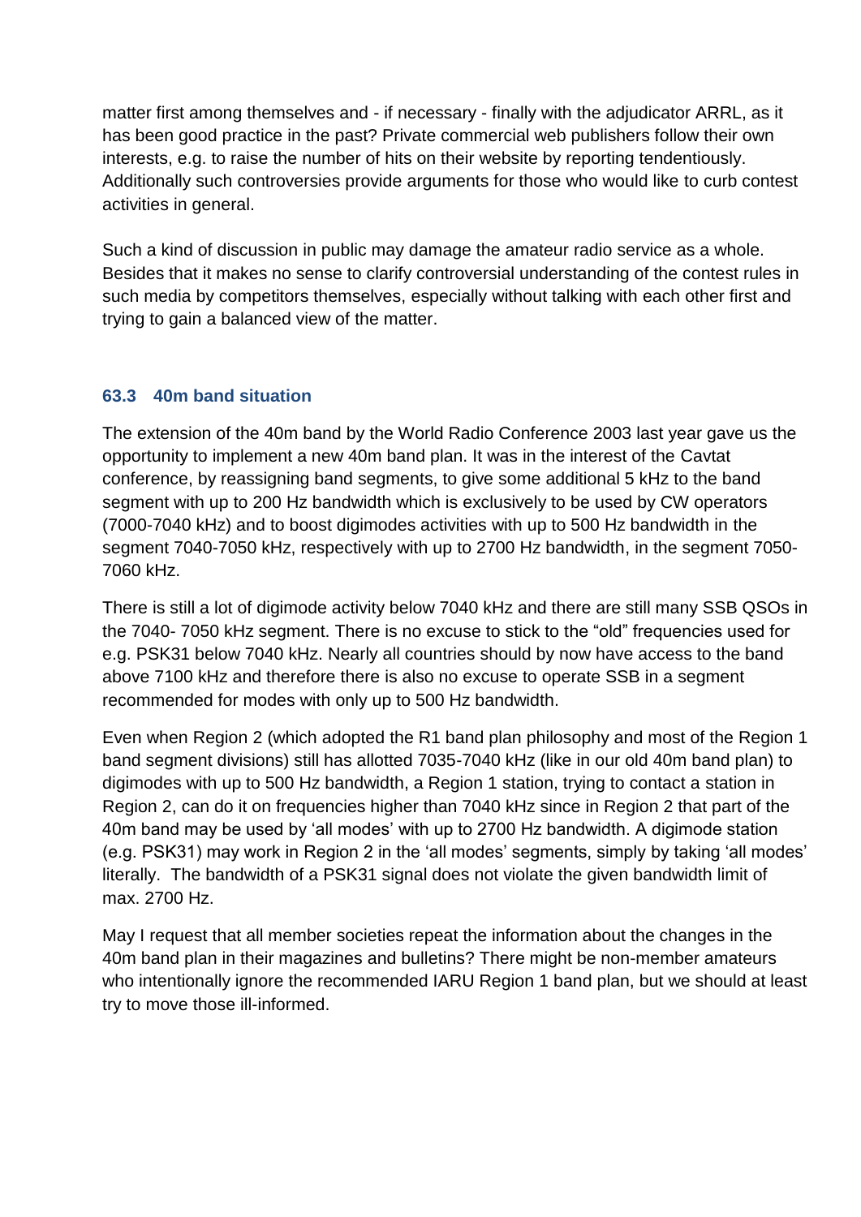matter first among themselves and - if necessary - finally with the adjudicator ARRL, as it has been good practice in the past? Private commercial web publishers follow their own interests, e.g. to raise the number of hits on their website by reporting tendentiously. Additionally such controversies provide arguments for those who would like to curb contest activities in general.

Such a kind of discussion in public may damage the amateur radio service as a whole. Besides that it makes no sense to clarify controversial understanding of the contest rules in such media by competitors themselves, especially without talking with each other first and trying to gain a balanced view of the matter.

### 63.3 40m band situation

The extension of the 40m band by the World Radio Conference 2003 last year gave us the opportunity to implement a new 40m band plan. It was in the interest of the Cavtat conference, by reassigning band segments, to give some additional 5 kHz to the band segment with up to 200 Hz bandwidth which is exclusively to be used by CW operators (7000-7040 kHz) and to boost digimodes activities with up to 500 Hz bandwidth in the segment 7040-7050 kHz, respectively with up to 2700 Hz bandwidth, in the segment 7050-7060 kHz.

There is still a lot of digimode activity below 7040 kHz and there are still many SSB QSOs in the 7040- 7050 kHz segment. There is no excuse to stick to the "old" frequencies used for e.g. PSK31 below 7040 kHz. Nearly all countries should by now have access to the band above 7100 kHz and therefore there is also no excuse to operate SSB in a segment recommended for modes with only up to 500 Hz bandwidth.

Even when Region 2 (which adopted the R1 band plan philosophy and most of the Region 1 band segment divisions) still has allotted 7035-7040 kHz (like in our old 40m band plan) to digimodes with up to 500 Hz bandwidth, a Region 1 station, trying to contact a station in Region 2, can do it on frequencies higher than 7040 kHz since in Region 2 that part of the 40m band may be used by 'all modes' with up to 2700 Hz bandwidth. A digimode station (e.g. PSK31) may work in Region 2 in the 'all modes' segments, simply by taking 'all modes' literally. The bandwidth of a PSK31 signal does not violate the given bandwidth limit of max. 2700 Hz.

May I request that all member societies repeat the information about the changes in the 40m band plan in their magazines and bulletins? There might be non-member amateurs who intentionally ignore the recommended IARU Region 1 band plan, but we should at least try to move those ill-informed.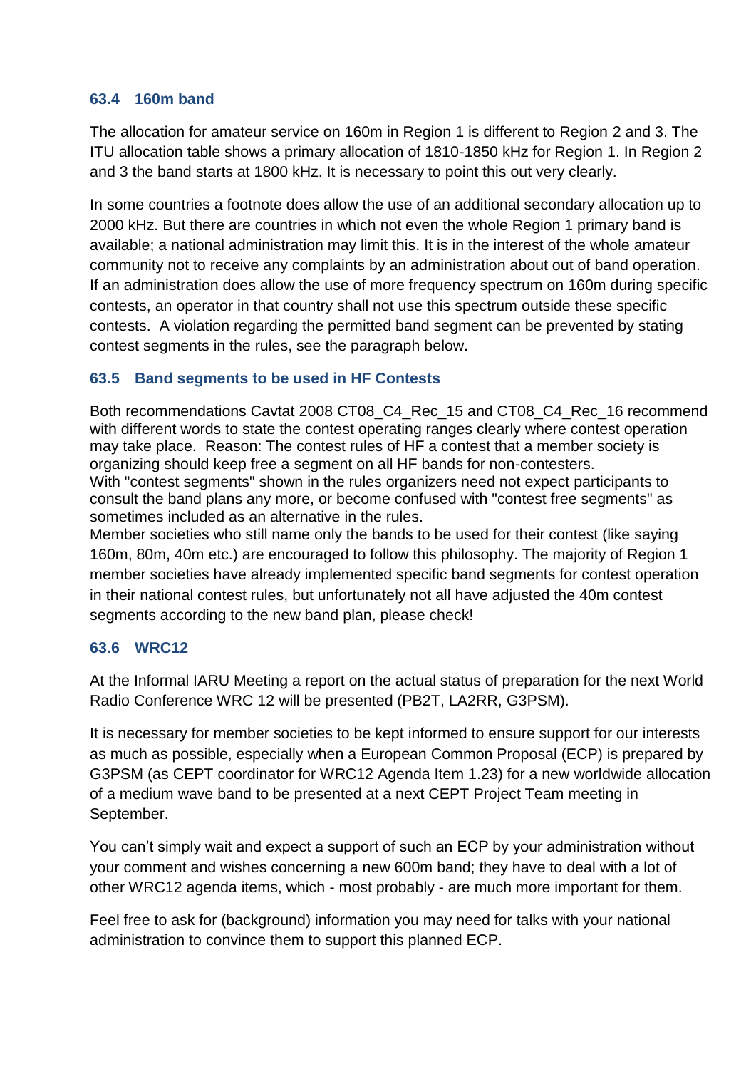### 63.4 160m band

The allocation for amateur service on 160m in Region 1 is different to Region 2 and 3. The ITU allocation table shows a primary allocation of 1810-1850 kHz for Region 1. In Region 2 and 3 the band starts at 1800 kHz. It is necessary to point this out very clearly.

In some countries a footnote does allow the use of an additional secondary allocation up to 2000 kHz. But there are countries in which not even the whole Region 1 primary band is available; a national administration may limit this. It is in the interest of the whole amateur community not to receive any complaints by an administration about out of band operation. If an administration does allow the use of more frequency spectrum on 160m during specific contests, an operator in that country shall not use this spectrum outside these specific contests. A violation regarding the permitted band segment can be prevented by stating contest segments in the rules, see the paragraph below.

### 63.5 Band segments to be used in HF Contests

Both recommendations Cavtat 2008 CT08_C4_Rec_15 and CT08_C4_Rec_16 recommend with different words to state the contest operating ranges clearly where contest operation may take place. Reason: The contest rules of HF a contest that a member society is organizing should keep free a segment on all HF bands for non-contesters.
With "contest segments" shown in the rules organizers need not expect participants to consult the band plans any more, or become confused with "contest free segments" as sometimes included as an alternative in the rules.
Member societies who still name only the bands to be used for their contest (like saying 160m, 80m, 40m etc.) are encouraged to follow this philosophy. The majority of Region 1 member societies have already implemented specific band segments for contest operation in their national contest rules, but unfortunately not all have adjusted the 40m contest segments according to the new band plan, please check!

### 63.6 WRC12

At the Informal IARU Meeting a report on the actual status of preparation for the next World Radio Conference WRC 12 will be presented (PB2T, LA2RR, G3PSM).

It is necessary for member societies to be kept informed to ensure support for our interests as much as possible, especially when a European Common Proposal (ECP) is prepared by G3PSM (as CEPT coordinator for WRC12 Agenda Item 1.23) for a new worldwide allocation of a medium wave band to be presented at a next CEPT Project Team meeting in September.

You can't simply wait and expect a support of such an ECP by your administration without your comment and wishes concerning a new 600m band; they have to deal with a lot of other WRC12 agenda items, which - most probably - are much more important for them.

Feel free to ask for (background) information you may need for talks with your national administration to convince them to support this planned ECP.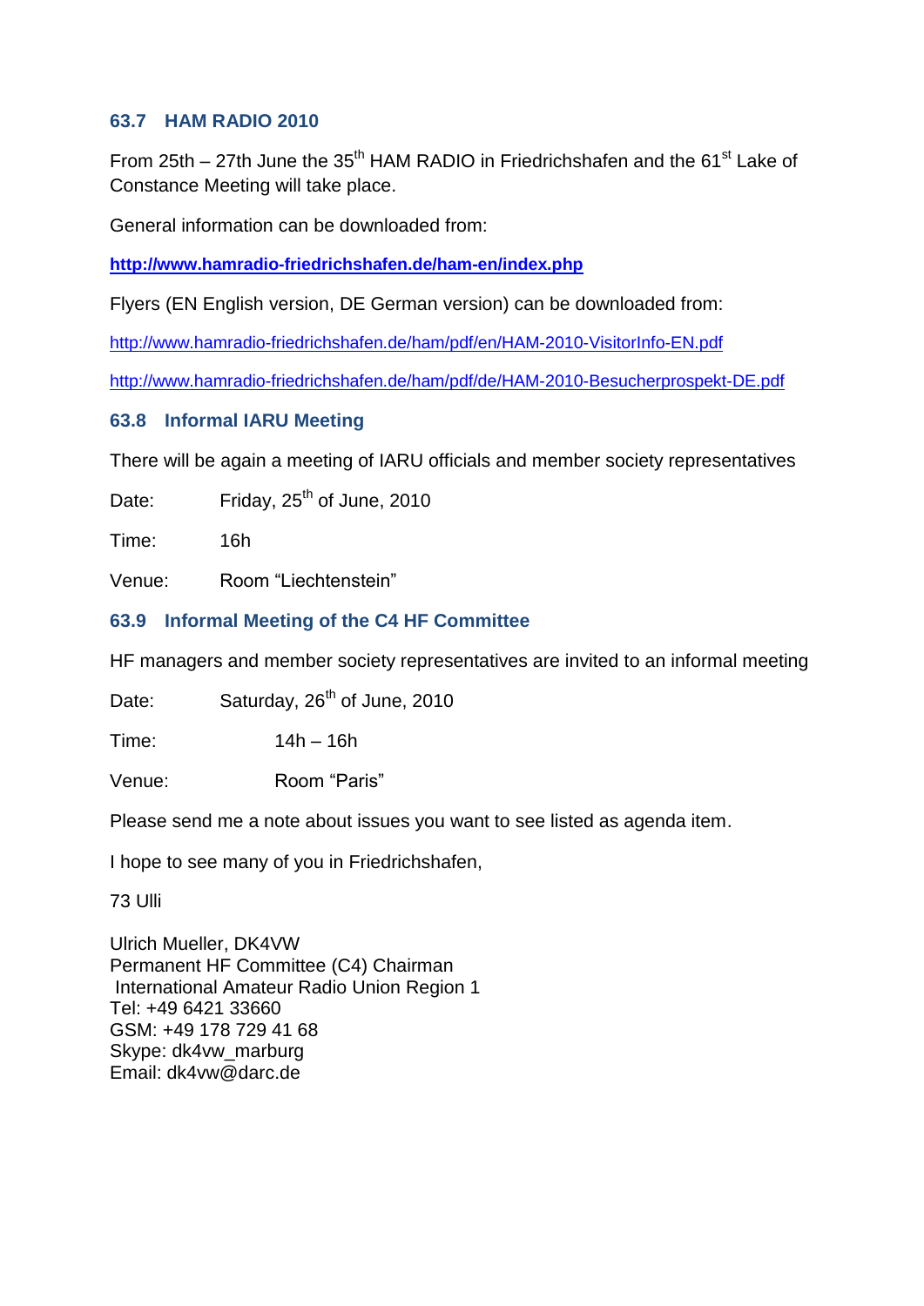### 63.7 HAM RADIO 2010

From 25th – 27th June the 35th HAM RADIO in Friedrichshafen and the 61st Lake of Constance Meeting will take place.

General information can be downloaded from:

**http://www.hamradio-friedrichshafen.de/ham-en/index.php**

Flyers (EN English version, DE German version) can be downloaded from:

http://www.hamradio-friedrichshafen.de/ham/pdf/en/HAM-2010-VisitorInfo-EN.pdf

http://www.hamradio-friedrichshafen.de/ham/pdf/de/HAM-2010-Besucherprospekt-DE.pdf

### 63.8 Informal IARU Meeting

There will be again a meeting of IARU officials and member society representatives

Date: Friday, 25th of June, 2010

Time: 16h

Venue: Room "Liechtenstein"

### 63.9 Informal Meeting of the C4 HF Committee

HF managers and member society representatives are invited to an informal meeting

Date: Saturday, 26th of June, 2010

Time: 14h – 16h

Venue: Room "Paris"

Please send me a note about issues you want to see listed as agenda item.

I hope to see many of you in Friedrichshafen,

73 Ulli

Ulrich Mueller, DK4VW
Permanent HF Committee (C4) Chairman
International Amateur Radio Union Region 1
Tel: +49 6421 33660
GSM: +49 178 729 41 68
Skype: dk4vw_marburg
Email: dk4vw@darc.de